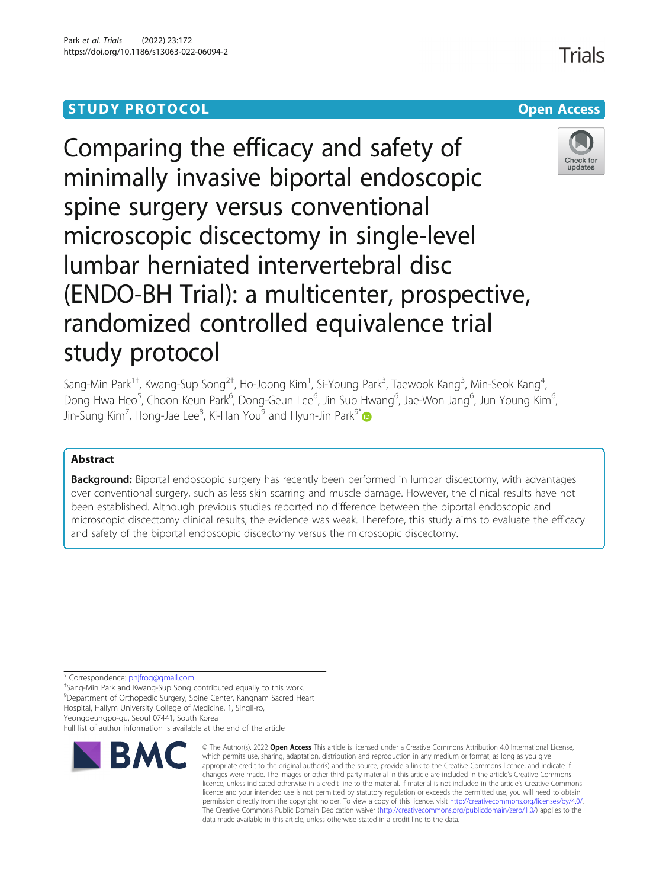STUDY PROTOCOL

Open Access

# Comparing the efficacy and safety of minimally invasive biportal endoscopic spine surgery versus conventional microscopic discectomy in single-level lumbar herniated intervertebral disc (ENDO-BH Trial): a multicenter, prospective, randomized controlled equivalence trial study protocol

Sang-Min Park[1†], Kwang-Sup Song[2†], Ho-Joong Kim[1], Si-Young Park[3], Taewook Kang[3], Min-Seok Kang[4], Dong Hwa Heo[5], Choon Keun Park[6], Dong-Geun Lee[6], Jin Sub Hwang[6], Jae-Won Jang[6], Jun Young Kim[6], Jin-Sung Kim[7], Hong-Jae Lee[8], Ki-Han You[9] and Hyun-Jin Park[9*]

## Abstract

**Background:** Biportal endoscopic surgery has recently been performed in lumbar discectomy, with advantages over conventional surgery, such as less skin scarring and muscle damage. However, the clinical results have not been established. Although previous studies reported no difference between the biportal endoscopic and microscopic discectomy clinical results, the evidence was weak. Therefore, this study aims to evaluate the efficacy and safety of the biportal endoscopic discectomy versus the microscopic discectomy.

\* Correspondence: phjfrog@gmail.com
†Sang-Min Park and Kwang-Sup Song contributed equally to this work.
[9]Department of Orthopedic Surgery, Spine Center, Kangnam Sacred Heart Hospital, Hallym University College of Medicine, 1, Singil-ro, Yeongdeungpo-gu, Seoul 07441, South Korea
Full list of author information is available at the end of the article

© The Author(s). 2022 **Open Access** This article is licensed under a Creative Commons Attribution 4.0 International License, which permits use, sharing, adaptation, distribution and reproduction in any medium or format, as long as you give appropriate credit to the original author(s) and the source, provide a link to the Creative Commons licence, and indicate if changes were made. The images or other third party material in this article are included in the article's Creative Commons licence, unless indicated otherwise in a credit line to the material. If material is not included in the article's Creative Commons licence and your intended use is not permitted by statutory regulation or exceeds the permitted use, you will need to obtain permission directly from the copyright holder. To view a copy of this licence, visit http://creativecommons.org/licenses/by/4.0/. The Creative Commons Public Domain Dedication waiver (http://creativecommons.org/publicdomain/zero/1.0/) applies to the data made available in this article, unless otherwise stated in a credit line to the data.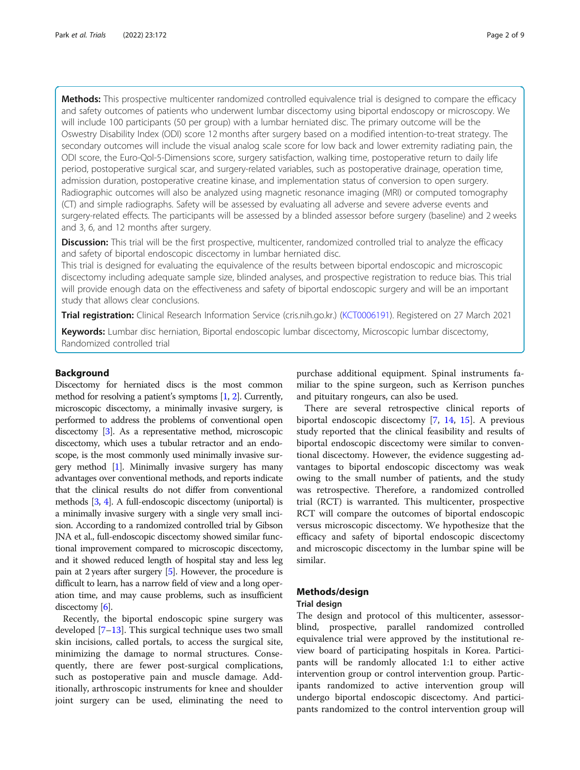**Methods:** This prospective multicenter randomized controlled equivalence trial is designed to compare the efficacy and safety outcomes of patients who underwent lumbar discectomy using biportal endoscopy or microscopy. We will include 100 participants (50 per group) with a lumbar herniated disc. The primary outcome will be the Oswestry Disability Index (ODI) score 12 months after surgery based on a modified intention-to-treat strategy. The secondary outcomes will include the visual analog scale score for low back and lower extremity radiating pain, the ODI score, the Euro-Qol-5-Dimensions score, surgery satisfaction, walking time, postoperative return to daily life period, postoperative surgical scar, and surgery-related variables, such as postoperative drainage, operation time, admission duration, postoperative creatine kinase, and implementation status of conversion to open surgery. Radiographic outcomes will also be analyzed using magnetic resonance imaging (MRI) or computed tomography (CT) and simple radiographs. Safety will be assessed by evaluating all adverse and severe adverse events and surgery-related effects. The participants will be assessed by a blinded assessor before surgery (baseline) and 2 weeks and 3, 6, and 12 months after surgery.

**Discussion:** This trial will be the first prospective, multicenter, randomized controlled trial to analyze the efficacy and safety of biportal endoscopic discectomy in lumbar herniated disc.

This trial is designed for evaluating the equivalence of the results between biportal endoscopic and microscopic discectomy including adequate sample size, blinded analyses, and prospective registration to reduce bias. This trial will provide enough data on the effectiveness and safety of biportal endoscopic surgery and will be an important study that allows clear conclusions.

**Trial registration:** Clinical Research Information Service (cris.nih.go.kr.) (KCT0006191). Registered on 27 March 2021

**Keywords:** Lumbar disc herniation, Biportal endoscopic lumbar discectomy, Microscopic lumbar discectomy, Randomized controlled trial

## Background

Discectomy for herniated discs is the most common method for resolving a patient's symptoms [1, 2]. Currently, microscopic discectomy, a minimally invasive surgery, is performed to address the problems of conventional open discectomy [3]. As a representative method, microscopic discectomy, which uses a tubular retractor and an endoscope, is the most commonly used minimally invasive surgery method [1]. Minimally invasive surgery has many advantages over conventional methods, and reports indicate that the clinical results do not differ from conventional methods [3, 4]. A full-endoscopic discectomy (uniportal) is a minimally invasive surgery with a single very small incision. According to a randomized controlled trial by Gibson JNA et al., full-endoscopic discectomy showed similar functional improvement compared to microscopic discectomy, and it showed reduced length of hospital stay and less leg pain at 2 years after surgery [5]. However, the procedure is difficult to learn, has a narrow field of view and a long operation time, and may cause problems, such as insufficient discectomy [6].

Recently, the biportal endoscopic spine surgery was developed [7–13]. This surgical technique uses two small skin incisions, called portals, to access the surgical site, minimizing the damage to normal structures. Consequently, there are fewer post-surgical complications, such as postoperative pain and muscle damage. Additionally, arthroscopic instruments for knee and shoulder joint surgery can be used, eliminating the need to purchase additional equipment. Spinal instruments familiar to the spine surgeon, such as Kerrison punches and pituitary rongeurs, can also be used.

There are several retrospective clinical reports of biportal endoscopic discectomy [7, 14, 15]. A previous study reported that the clinical feasibility and results of biportal endoscopic discectomy were similar to conventional discectomy. However, the evidence suggesting advantages to biportal endoscopic discectomy was weak owing to the small number of patients, and the study was retrospective. Therefore, a randomized controlled trial (RCT) is warranted. This multicenter, prospective RCT will compare the outcomes of biportal endoscopic versus microscopic discectomy. We hypothesize that the efficacy and safety of biportal endoscopic discectomy and microscopic discectomy in the lumbar spine will be similar.

## Methods/design

### Trial design

The design and protocol of this multicenter, assessor-blind, prospective, parallel randomized controlled equivalence trial were approved by the institutional review board of participating hospitals in Korea. Participants will be randomly allocated 1:1 to either active intervention group or control intervention group. Participants randomized to active intervention group will undergo biportal endoscopic discectomy. And participants randomized to the control intervention group will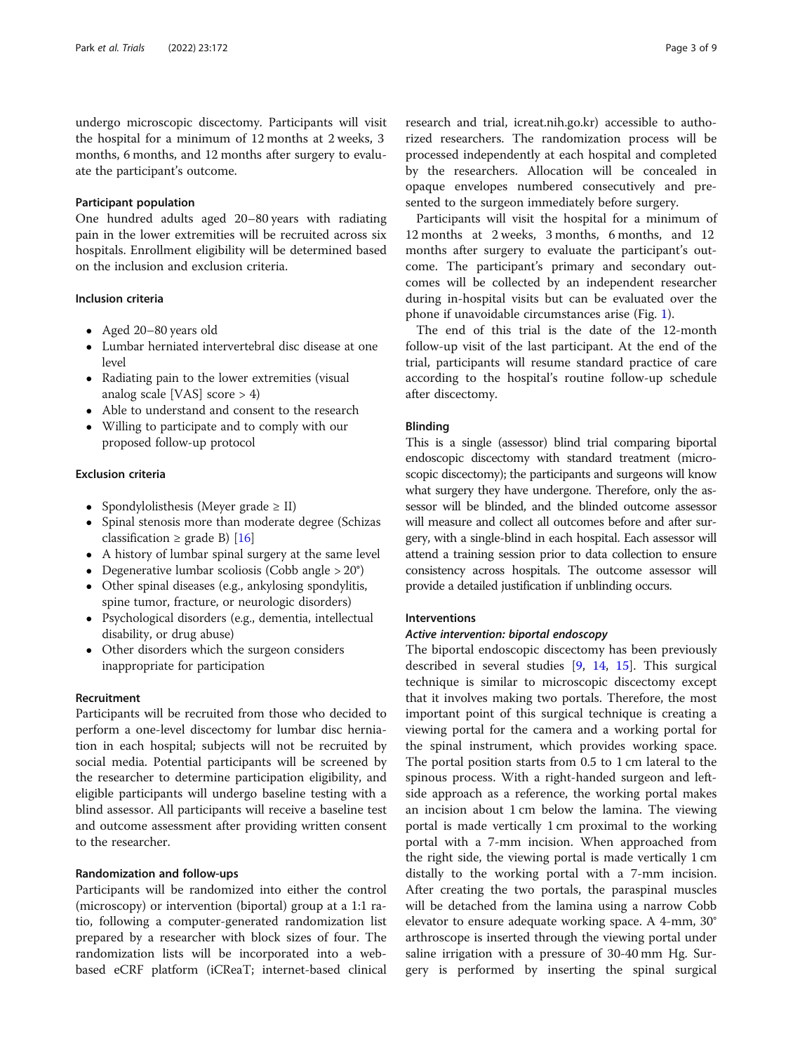undergo microscopic discectomy. Participants will visit the hospital for a minimum of 12 months at 2 weeks, 3 months, 6 months, and 12 months after surgery to evaluate the participant's outcome.

### Participant population

One hundred adults aged 20–80 years with radiating pain in the lower extremities will be recruited across six hospitals. Enrollment eligibility will be determined based on the inclusion and exclusion criteria.

### Inclusion criteria

- Aged 20–80 years old
- Lumbar herniated intervertebral disc disease at one level
- Radiating pain to the lower extremities (visual analog scale [VAS] score > 4)
- Able to understand and consent to the research
- Willing to participate and to comply with our proposed follow-up protocol

### Exclusion criteria

- Spondylolisthesis (Meyer grade ≥ II)
- Spinal stenosis more than moderate degree (Schizas classification ≥ grade B) [16]
- A history of lumbar spinal surgery at the same level
- Degenerative lumbar scoliosis (Cobb angle > 20°)
- Other spinal diseases (e.g., ankylosing spondylitis, spine tumor, fracture, or neurologic disorders)
- Psychological disorders (e.g., dementia, intellectual disability, or drug abuse)
- Other disorders which the surgeon considers inappropriate for participation

### Recruitment

Participants will be recruited from those who decided to perform a one-level discectomy for lumbar disc herniation in each hospital; subjects will not be recruited by social media. Potential participants will be screened by the researcher to determine participation eligibility, and eligible participants will undergo baseline testing with a blind assessor. All participants will receive a baseline test and outcome assessment after providing written consent to the researcher.

### Randomization and follow-ups

Participants will be randomized into either the control (microscopy) or intervention (biportal) group at a 1:1 ratio, following a computer-generated randomization list prepared by a researcher with block sizes of four. The randomization lists will be incorporated into a web-based eCRF platform (iCReaT; internet-based clinical research and trial, icreat.nih.go.kr) accessible to authorized researchers. The randomization process will be processed independently at each hospital and completed by the researchers. Allocation will be concealed in opaque envelopes numbered consecutively and presented to the surgeon immediately before surgery.

Participants will visit the hospital for a minimum of 12 months at 2 weeks, 3 months, 6 months, and 12 months after surgery to evaluate the participant's outcome. The participant's primary and secondary outcomes will be collected by an independent researcher during in-hospital visits but can be evaluated over the phone if unavoidable circumstances arise (Fig. 1).

The end of this trial is the date of the 12-month follow-up visit of the last participant. At the end of the trial, participants will resume standard practice of care according to the hospital's routine follow-up schedule after discectomy.

### Blinding

This is a single (assessor) blind trial comparing biportal endoscopic discectomy with standard treatment (microscopic discectomy); the participants and surgeons will know what surgery they have undergone. Therefore, only the assessor will be blinded, and the blinded outcome assessor will measure and collect all outcomes before and after surgery, with a single-blind in each hospital. Each assessor will attend a training session prior to data collection to ensure consistency across hospitals. The outcome assessor will provide a detailed justification if unblinding occurs.

### Interventions

#### *Active intervention: biportal endoscopy*

The biportal endoscopic discectomy has been previously described in several studies [9, 14, 15]. This surgical technique is similar to microscopic discectomy except that it involves making two portals. Therefore, the most important point of this surgical technique is creating a viewing portal for the camera and a working portal for the spinal instrument, which provides working space. The portal position starts from 0.5 to 1 cm lateral to the spinous process. With a right-handed surgeon and left-side approach as a reference, the working portal makes an incision about 1 cm below the lamina. The viewing portal is made vertically 1 cm proximal to the working portal with a 7-mm incision. When approached from the right side, the viewing portal is made vertically 1 cm distally to the working portal with a 7-mm incision. After creating the two portals, the paraspinal muscles will be detached from the lamina using a narrow Cobb elevator to ensure adequate working space. A 4-mm, 30° arthroscope is inserted through the viewing portal under saline irrigation with a pressure of 30-40 mm Hg. Surgery is performed by inserting the spinal surgical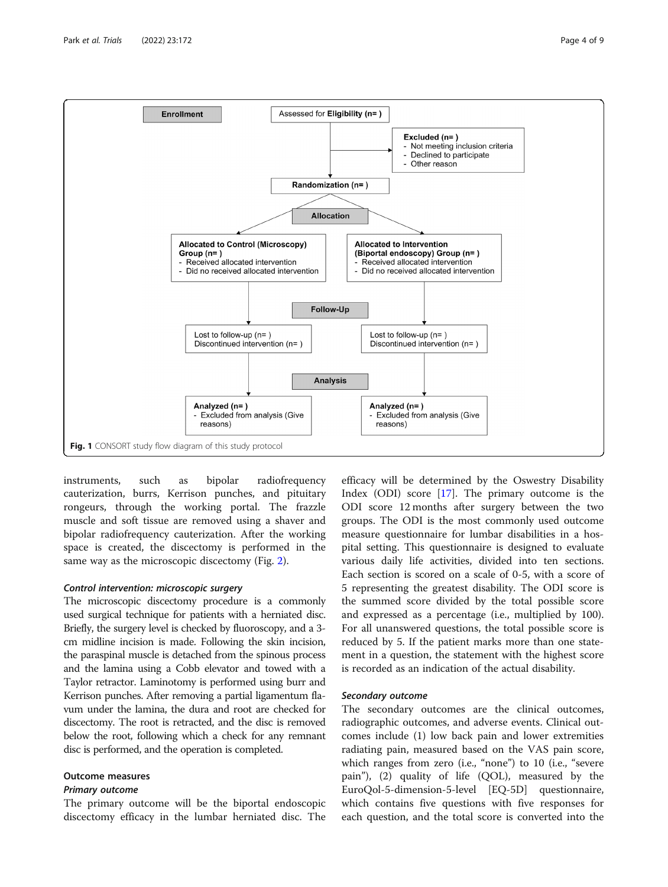Enrollment

Assessed for **Eligibility (n= )**

**Excluded (n= )**
- Not meeting inclusion criteria
- Declined to participate
- Other reason

**Randomization (n= )**

Allocation

**Allocated to Control (Microscopy) Group** (n= )
- Received allocated intervention
- Did no received allocated intervention

**Allocated to Intervention (Biportal endoscopy) Group** (n= )
- Received allocated intervention
- Did no received allocated intervention

Follow-Up

Lost to follow-up (n= )
Discontinued intervention (n= )

Lost to follow-up (n= )
Discontinued intervention (n= )

Analysis

**Analyzed (n= )**
- Excluded from analysis (Give reasons)

**Analyzed (n= )**
- Excluded from analysis (Give reasons)

**Fig. 1** CONSORT study flow diagram of this study protocol

instruments, such as bipolar radiofrequency cauterization, burrs, Kerrison punches, and pituitary rongeurs, through the working portal. The frazzle muscle and soft tissue are removed using a shaver and bipolar radiofrequency cauterization. After the working space is created, the discectomy is performed in the same way as the microscopic discectomy (Fig. 2).

#### *Control intervention: microscopic surgery*

The microscopic discectomy procedure is a commonly used surgical technique for patients with a herniated disc. Briefly, the surgery level is checked by fluoroscopy, and a 3-cm midline incision is made. Following the skin incision, the paraspinal muscle is detached from the spinous process and the lamina using a Cobb elevator and towed with a Taylor retractor. Laminotomy is performed using burr and Kerrison punches. After removing a partial ligamentum flavum under the lamina, the dura and root are checked for discectomy. The root is retracted, and the disc is removed below the root, following which a check for any remnant disc is performed, and the operation is completed.

### Outcome measures

#### *Primary outcome*

The primary outcome will be the biportal endoscopic discectomy efficacy in the lumbar herniated disc. The efficacy will be determined by the Oswestry Disability Index (ODI) score [17]. The primary outcome is the ODI score 12 months after surgery between the two groups. The ODI is the most commonly used outcome measure questionnaire for lumbar disabilities in a hospital setting. This questionnaire is designed to evaluate various daily life activities, divided into ten sections. Each section is scored on a scale of 0-5, with a score of 5 representing the greatest disability. The ODI score is the summed score divided by the total possible score and expressed as a percentage (i.e., multiplied by 100). For all unanswered questions, the total possible score is reduced by 5. If the patient marks more than one statement in a question, the statement with the highest score is recorded as an indication of the actual disability.

#### *Secondary outcome*

The secondary outcomes are the clinical outcomes, radiographic outcomes, and adverse events. Clinical outcomes include (1) low back pain and lower extremities radiating pain, measured based on the VAS pain score, which ranges from zero (i.e., "none") to 10 (i.e., "severe pain"), (2) quality of life (QOL), measured by the EuroQol-5-dimension-5-level [EQ-5D] questionnaire, which contains five questions with five responses for each question, and the total score is converted into the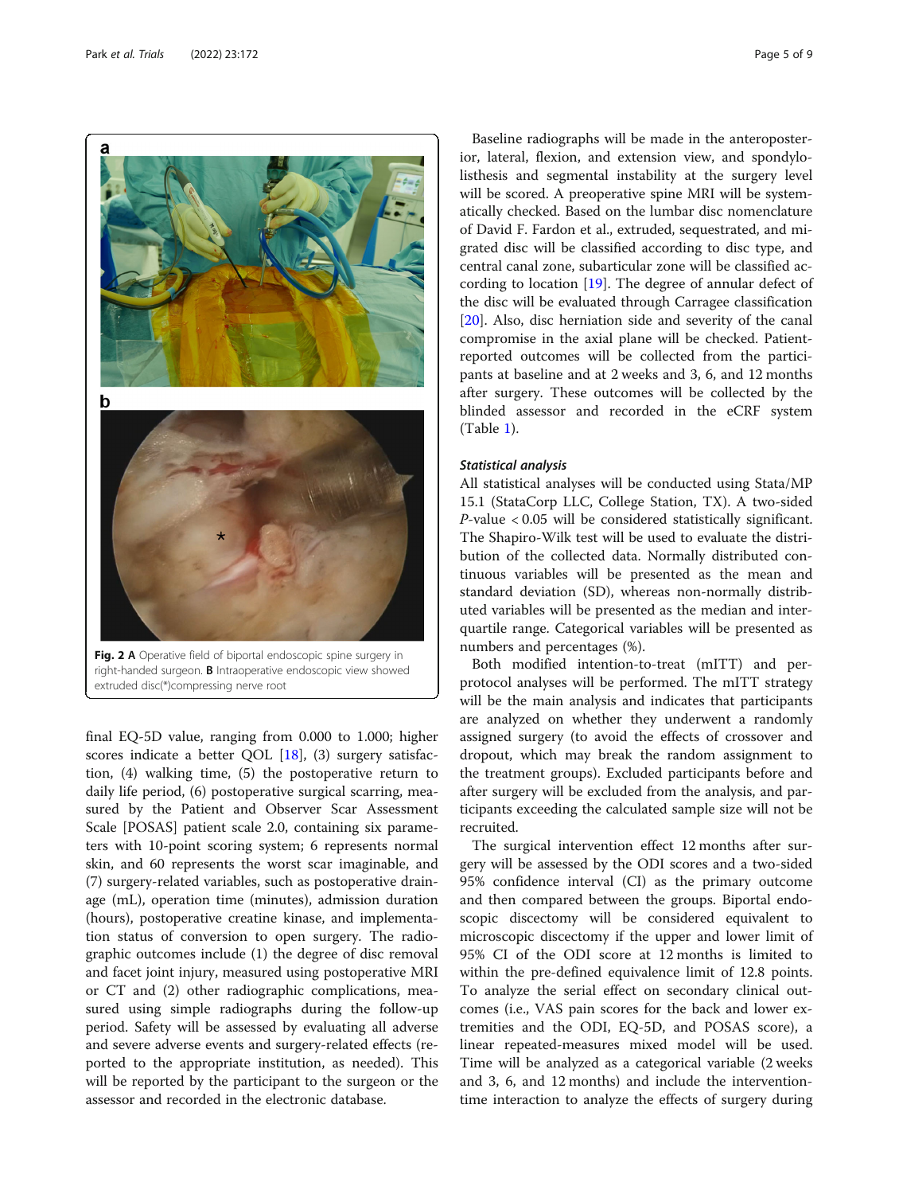Fig. 2 A Operative field of biportal endoscopic spine surgery in right-handed surgeon. B Intraoperative endoscopic view showed extruded disc(*)compressing nerve root

final EQ-5D value, ranging from 0.000 to 1.000; higher scores indicate a better QOL [18], (3) surgery satisfaction, (4) walking time, (5) the postoperative return to daily life period, (6) postoperative surgical scarring, measured by the Patient and Observer Scar Assessment Scale [POSAS] patient scale 2.0, containing six parameters with 10-point scoring system; 6 represents normal skin, and 60 represents the worst scar imaginable, and (7) surgery-related variables, such as postoperative drainage (mL), operation time (minutes), admission duration (hours), postoperative creatine kinase, and implementation status of conversion to open surgery. The radiographic outcomes include (1) the degree of disc removal and facet joint injury, measured using postoperative MRI or CT and (2) other radiographic complications, measured using simple radiographs during the follow-up period. Safety will be assessed by evaluating all adverse and severe adverse events and surgery-related effects (reported to the appropriate institution, as needed). This will be reported by the participant to the surgeon or the assessor and recorded in the electronic database.

Baseline radiographs will be made in the anteroposterior, lateral, flexion, and extension view, and spondylolisthesis and segmental instability at the surgery level will be scored. A preoperative spine MRI will be systematically checked. Based on the lumbar disc nomenclature of David F. Fardon et al., extruded, sequestrated, and migrated disc will be classified according to disc type, and central canal zone, subarticular zone will be classified according to location [19]. The degree of annular defect of the disc will be evaluated through Carragee classification [20]. Also, disc herniation side and severity of the canal compromise in the axial plane will be checked. Patient-reported outcomes will be collected from the participants at baseline and at 2 weeks and 3, 6, and 12 months after surgery. These outcomes will be collected by the blinded assessor and recorded in the eCRF system (Table 1).

### *Statistical analysis*

All statistical analyses will be conducted using Stata/MP 15.1 (StataCorp LLC, College Station, TX). A two-sided $P$-value $< 0.05$ will be considered statistically significant. The Shapiro-Wilk test will be used to evaluate the distribution of the collected data. Normally distributed continuous variables will be presented as the mean and standard deviation (SD), whereas non-normally distributed variables will be presented as the median and interquartile range. Categorical variables will be presented as numbers and percentages (%).

Both modified intention-to-treat (mITT) and per-protocol analyses will be performed. The mITT strategy will be the main analysis and indicates that participants are analyzed on whether they underwent a randomly assigned surgery (to avoid the effects of crossover and dropout, which may break the random assignment to the treatment groups). Excluded participants before and after surgery will be excluded from the analysis, and participants exceeding the calculated sample size will not be recruited.

The surgical intervention effect 12 months after surgery will be assessed by the ODI scores and a two-sided 95% confidence interval (CI) as the primary outcome and then compared between the groups. Biportal endoscopic discectomy will be considered equivalent to microscopic discectomy if the upper and lower limit of 95% CI of the ODI score at 12 months is limited to within the pre-defined equivalence limit of 12.8 points. To analyze the serial effect on secondary clinical outcomes (i.e., VAS pain scores for the back and lower extremities and the ODI, EQ-5D, and POSAS score), a linear repeated-measures mixed model will be used. Time will be analyzed as a categorical variable (2 weeks and 3, 6, and 12 months) and include the intervention-time interaction to analyze the effects of surgery during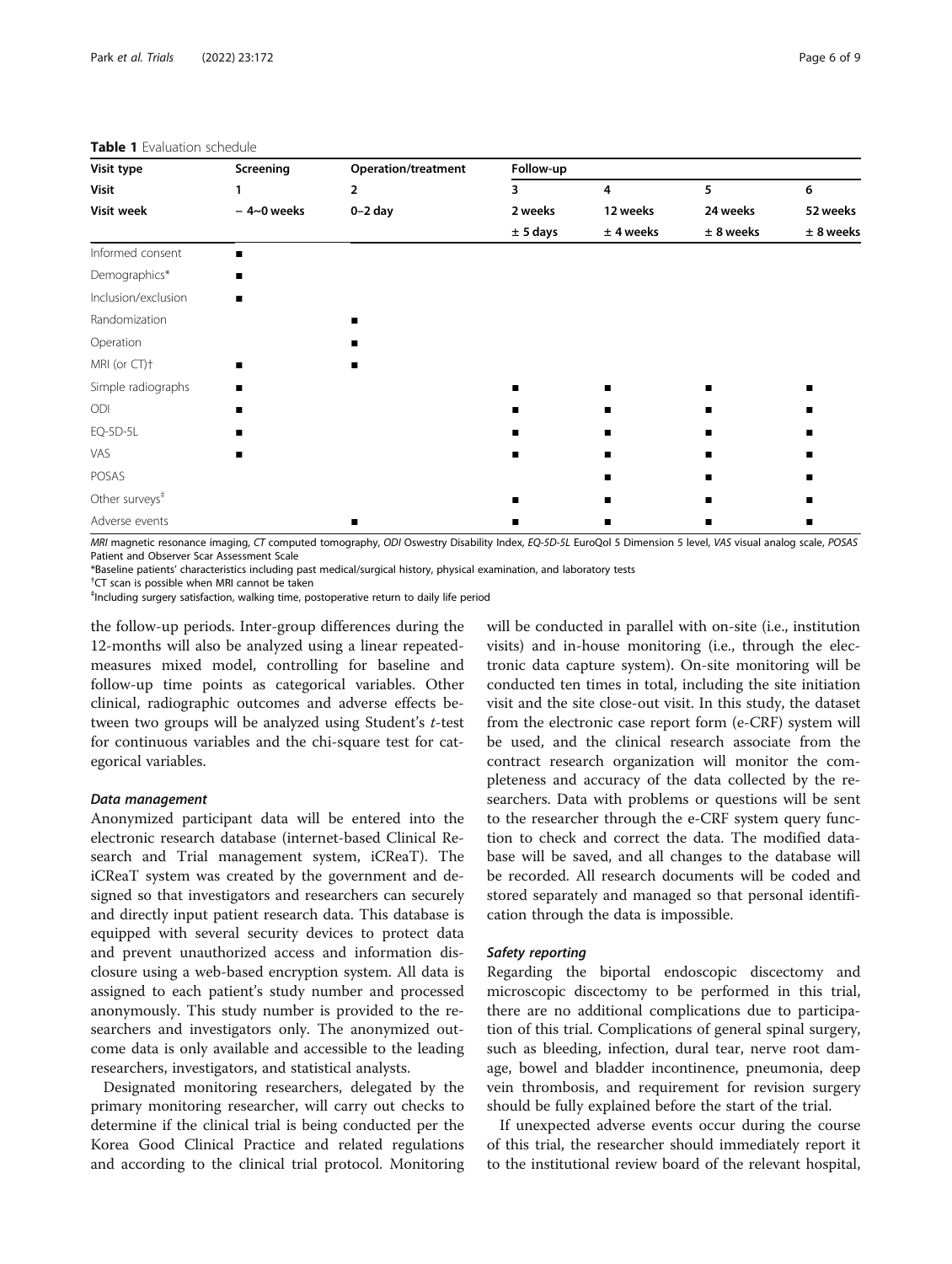**Table 1** Evaluation schedule

| Visit type | Screening | Operation/treatment | Follow-up | | | |
|---|---|---|---|---|---|---|
| Visit | 1 | 2 | 3 | 4 | 5 | 6 |
| Visit week | − 4~0 weeks | 0–2 day | 2 weeks ± 5 days | 12 weeks ± 4 weeks | 24 weeks ± 8 weeks | 52 weeks ± 8 weeks |
| Informed consent | ■ | | | | | |
| Demographics* | ■ | | | | | |
| Inclusion/exclusion | ■ | | | | | |
| Randomization | | ■ | | | | |
| Operation | | ■ | | | | |
| MRI (or CT)† | ■ | ■ | | | | |
| Simple radiographs | ■ | | ■ | ■ | ■ | ■ |
| ODI | ■ | | ■ | ■ | ■ | ■ |
| EQ-5D-5L | ■ | | ■ | ■ | ■ | ■ |
| VAS | ■ | | ■ | ■ | ■ | ■ |
| POSAS | | | | ■ | ■ | ■ |
| Other surveys‡ | | | ■ | ■ | ■ | ■ |
| Adverse events | | ■ | ■ | ■ | ■ | ■ |

*MRI* magnetic resonance imaging, *CT* computed tomography, *ODI* Oswestry Disability Index, *EQ-5D-5L* EuroQol 5 Dimension 5 level, *VAS* visual analog scale, *POSAS* Patient and Observer Scar Assessment Scale

*Baseline patients' characteristics including past medical/surgical history, physical examination, and laboratory tests

†CT scan is possible when MRI cannot be taken

‡Including surgery satisfaction, walking time, postoperative return to daily life period

the follow-up periods. Inter-group differences during the 12-months will also be analyzed using a linear repeated-measures mixed model, controlling for baseline and follow-up time points as categorical variables. Other clinical, radiographic outcomes and adverse effects between two groups will be analyzed using Student's *t*-test for continuous variables and the chi-square test for categorical variables.

#### *Data management*

Anonymized participant data will be entered into the electronic research database (internet-based Clinical Research and Trial management system, iCReaT). The iCReaT system was created by the government and designed so that investigators and researchers can securely and directly input patient research data. This database is equipped with several security devices to protect data and prevent unauthorized access and information disclosure using a web-based encryption system. All data is assigned to each patient's study number and processed anonymously. This study number is provided to the researchers and investigators only. The anonymized outcome data is only available and accessible to the leading researchers, investigators, and statistical analysts.

Designated monitoring researchers, delegated by the primary monitoring researcher, will carry out checks to determine if the clinical trial is being conducted per the Korea Good Clinical Practice and related regulations and according to the clinical trial protocol. Monitoring will be conducted in parallel with on-site (i.e., institution visits) and in-house monitoring (i.e., through the electronic data capture system). On-site monitoring will be conducted ten times in total, including the site initiation visit and the site close-out visit. In this study, the dataset from the electronic case report form (e-CRF) system will be used, and the clinical research associate from the contract research organization will monitor the completeness and accuracy of the data collected by the researchers. Data with problems or questions will be sent to the researcher through the e-CRF system query function to check and correct the data. The modified database will be saved, and all changes to the database will be recorded. All research documents will be coded and stored separately and managed so that personal identification through the data is impossible.

#### *Safety reporting*

Regarding the biportal endoscopic discectomy and microscopic discectomy to be performed in this trial, there are no additional complications due to participation of this trial. Complications of general spinal surgery, such as bleeding, infection, dural tear, nerve root damage, bowel and bladder incontinence, pneumonia, deep vein thrombosis, and requirement for revision surgery should be fully explained before the start of the trial.

If unexpected adverse events occur during the course of this trial, the researcher should immediately report it to the institutional review board of the relevant hospital,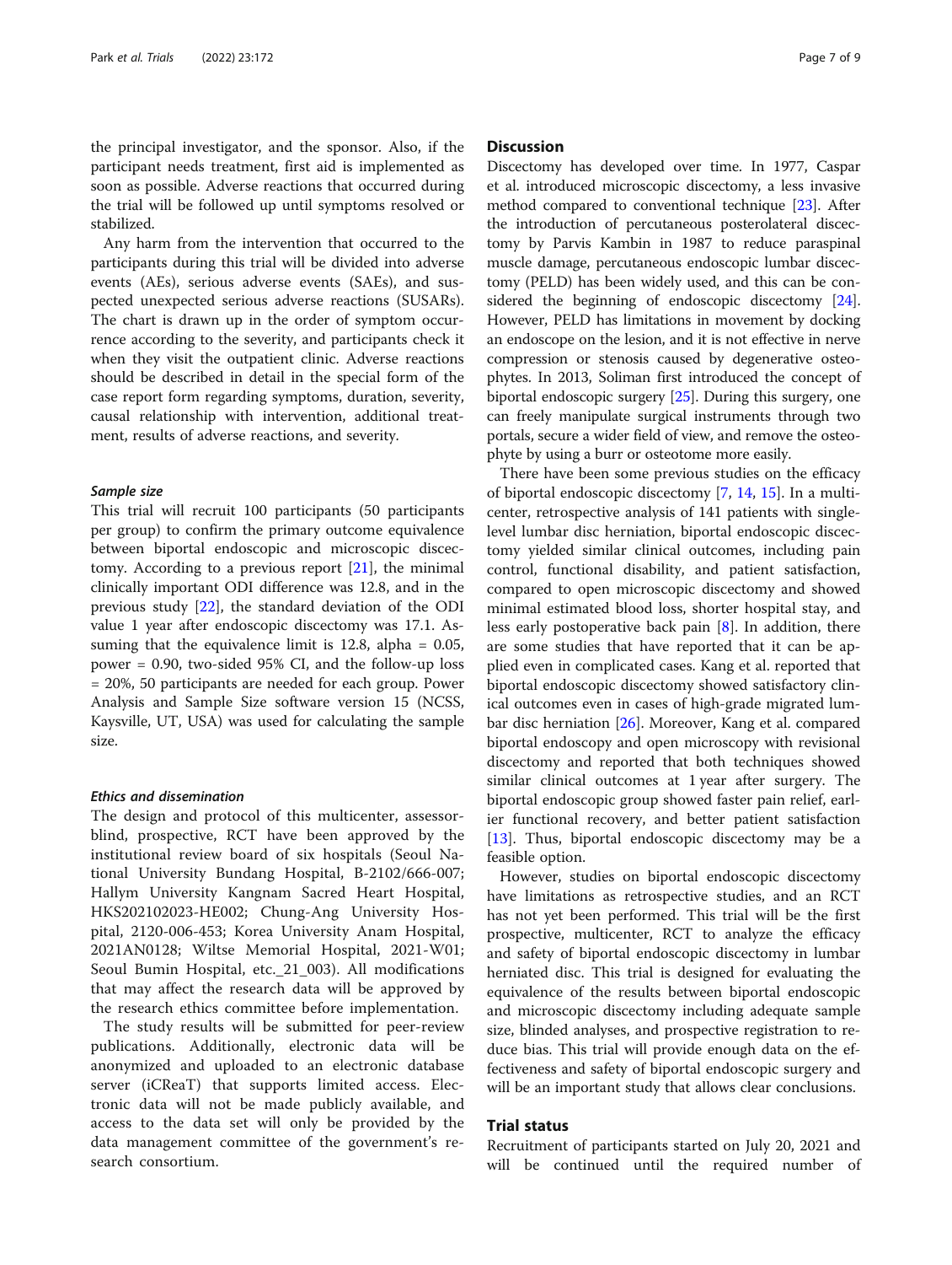the principal investigator, and the sponsor. Also, if the participant needs treatment, first aid is implemented as soon as possible. Adverse reactions that occurred during the trial will be followed up until symptoms resolved or stabilized.

Any harm from the intervention that occurred to the participants during this trial will be divided into adverse events (AEs), serious adverse events (SAEs), and suspected unexpected serious adverse reactions (SUSARs). The chart is drawn up in the order of symptom occurrence according to the severity, and participants check it when they visit the outpatient clinic. Adverse reactions should be described in detail in the special form of the case report form regarding symptoms, duration, severity, causal relationship with intervention, additional treatment, results of adverse reactions, and severity.

### *Sample size*

This trial will recruit 100 participants (50 participants per group) to confirm the primary outcome equivalence between biportal endoscopic and microscopic discectomy. According to a previous report [21], the minimal clinically important ODI difference was 12.8, and in the previous study [22], the standard deviation of the ODI value 1 year after endoscopic discectomy was 17.1. Assuming that the equivalence limit is 12.8, alpha = 0.05, power = 0.90, two-sided 95% CI, and the follow-up loss = 20%, 50 participants are needed for each group. Power Analysis and Sample Size software version 15 (NCSS, Kaysville, UT, USA) was used for calculating the sample size.

### *Ethics and dissemination*

The design and protocol of this multicenter, assessor-blind, prospective, RCT have been approved by the institutional review board of six hospitals (Seoul National University Bundang Hospital, B-2102/666-007; Hallym University Kangnam Sacred Heart Hospital, HKS202102023-HE002; Chung-Ang University Hospital, 2120-006-453; Korea University Anam Hospital, 2021AN0128; Wiltse Memorial Hospital, 2021-W01; Seoul Bumin Hospital, etc._21_003). All modifications that may affect the research data will be approved by the research ethics committee before implementation.

The study results will be submitted for peer-review publications. Additionally, electronic data will be anonymized and uploaded to an electronic database server (iCReaT) that supports limited access. Electronic data will not be made publicly available, and access to the data set will only be provided by the data management committee of the government's research consortium.

## Discussion

Discectomy has developed over time. In 1977, Caspar et al. introduced microscopic discectomy, a less invasive method compared to conventional technique [23]. After the introduction of percutaneous posterolateral discectomy by Parvis Kambin in 1987 to reduce paraspinal muscle damage, percutaneous endoscopic lumbar discectomy (PELD) has been widely used, and this can be considered the beginning of endoscopic discectomy [24]. However, PELD has limitations in movement by docking an endoscope on the lesion, and it is not effective in nerve compression or stenosis caused by degenerative osteophytes. In 2013, Soliman first introduced the concept of biportal endoscopic surgery [25]. During this surgery, one can freely manipulate surgical instruments through two portals, secure a wider field of view, and remove the osteophyte by using a burr or osteotome more easily.

There have been some previous studies on the efficacy of biportal endoscopic discectomy [7, 14, 15]. In a multicenter, retrospective analysis of 141 patients with single-level lumbar disc herniation, biportal endoscopic discectomy yielded similar clinical outcomes, including pain control, functional disability, and patient satisfaction, compared to open microscopic discectomy and showed minimal estimated blood loss, shorter hospital stay, and less early postoperative back pain [8]. In addition, there are some studies that have reported that it can be applied even in complicated cases. Kang et al. reported that biportal endoscopic discectomy showed satisfactory clinical outcomes even in cases of high-grade migrated lumbar disc herniation [26]. Moreover, Kang et al. compared biportal endoscopy and open microscopy with revisional discectomy and reported that both techniques showed similar clinical outcomes at 1 year after surgery. The biportal endoscopic group showed faster pain relief, earlier functional recovery, and better patient satisfaction [13]. Thus, biportal endoscopic discectomy may be a feasible option.

However, studies on biportal endoscopic discectomy have limitations as retrospective studies, and an RCT has not yet been performed. This trial will be the first prospective, multicenter, RCT to analyze the efficacy and safety of biportal endoscopic discectomy in lumbar herniated disc. This trial is designed for evaluating the equivalence of the results between biportal endoscopic and microscopic discectomy including adequate sample size, blinded analyses, and prospective registration to reduce bias. This trial will provide enough data on the effectiveness and safety of biportal endoscopic surgery and will be an important study that allows clear conclusions.

## Trial status

Recruitment of participants started on July 20, 2021 and will be continued until the required number of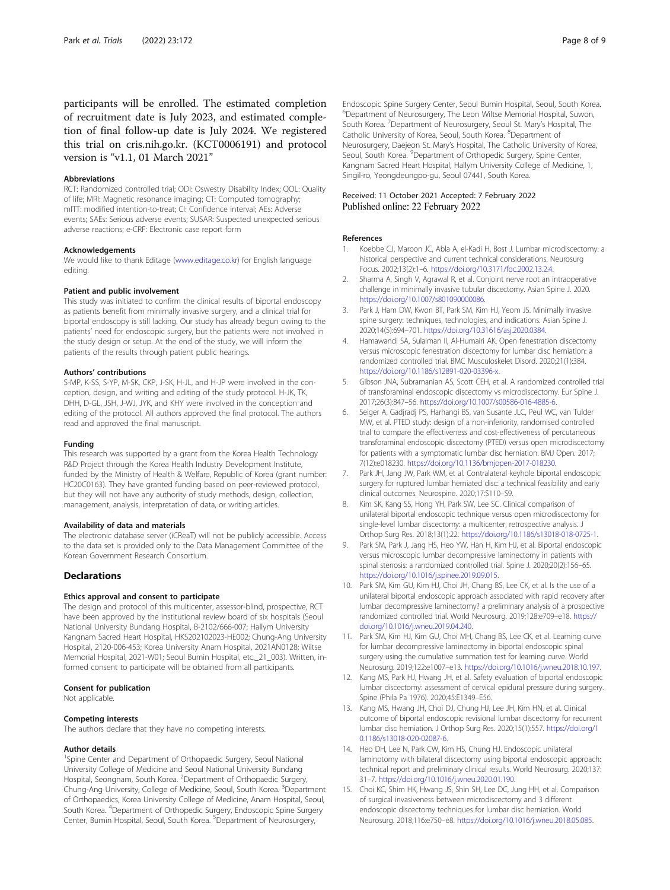participants will be enrolled. The estimated completion of recruitment date is July 2023, and estimated completion of final follow-up date is July 2024. We registered this trial on cris.nih.go.kr. (KCT0006191) and protocol version is "v1.1, 01 March 2021"

#### Abbreviations

RCT: Randomized controlled trial; ODI: Oswestry Disability Index; QOL: Quality of life; MRI: Magnetic resonance imaging; CT: Computed tomography; mITT: modified intention-to-treat; CI: Confidence interval; AEs: Adverse events; SAEs: Serious adverse events; SUSAR: Suspected unexpected serious adverse reactions; e-CRF: Electronic case report form

#### Acknowledgements

We would like to thank Editage (www.editage.co.kr) for English language editing.

#### Patient and public involvement

This study was initiated to confirm the clinical results of biportal endoscopy as patients benefit from minimally invasive surgery, and a clinical trial for biportal endoscopy is still lacking. Our study has already begun owing to the patients' need for endoscopic surgery, but the patients were not involved in the study design or setup. At the end of the study, we will inform the patients of the results through patient public hearings.

#### Authors' contributions

S-MP, K-SS, S-YP, M-SK, CKP, J-SK, H-JL, and H-JP were involved in the conception, design, and writing and editing of the study protocol. H-JK, TK, DHH, D-GL, JSH, J-WJ, JYK, and KHY were involved in the conception and editing of the protocol. All authors approved the final protocol. The authors read and approved the final manuscript.

#### Funding

This research was supported by a grant from the Korea Health Technology R&D Project through the Korea Health Industry Development Institute, funded by the Ministry of Health & Welfare, Republic of Korea (grant number: HC20C0163). They have granted funding based on peer-reviewed protocol, but they will not have any authority of study methods, design, collection, management, analysis, interpretation of data, or writing articles.

#### Availability of data and materials

The electronic database server (iCReaT) will not be publicly accessible. Access to the data set is provided only to the Data Management Committee of the Korean Government Research Consortium.

## Declarations

#### Ethics approval and consent to participate

The design and protocol of this multicenter, assessor-blind, prospective, RCT have been approved by the institutional review board of six hospitals (Seoul National University Bundang Hospital, B-2102/666-007; Hallym University Kangnam Sacred Heart Hospital, HKS202102023-HE002; Chung-Ang University Hospital, 2120-006-453; Korea University Anam Hospital, 2021AN0128; Wiltse Memorial Hospital, 2021-W01; Seoul Bumin Hospital, etc._21_003). Written, informed consent to participate will be obtained from all participants.

#### Consent for publication

Not applicable.

#### Competing interests

The authors declare that they have no competing interests.

#### Author details

[1]Spine Center and Department of Orthopaedic Surgery, Seoul National University College of Medicine and Seoul National University Bundang Hospital, Seongnam, South Korea. [2]Department of Orthopaedic Surgery, Chung-Ang University, College of Medicine, Seoul, South Korea. [3]Department of Orthopaedics, Korea University College of Medicine, Anam Hospital, Seoul, South Korea. [4]Department of Orthopedic Surgery, Endoscopic Spine Surgery Center, Bumin Hospital, Seoul, South Korea. [5]Department of Neurosurgery, Endoscopic Spine Surgery Center, Seoul Bumin Hospital, Seoul, South Korea. [6]Department of Neurosurgery, The Leon Wiltse Memorial Hospital, Suwon, South Korea. [7]Department of Neurosurgery, Seoul St. Mary's Hospital, The Catholic University of Korea, Seoul, South Korea. [8]Department of Neurosurgery, Daejeon St. Mary's Hospital, The Catholic University of Korea, Seoul, South Korea. [9]Department of Orthopedic Surgery, Spine Center, Kangnam Sacred Heart Hospital, Hallym University College of Medicine, 1, Singil-ro, Yeongdeungpo-gu, Seoul 07441, South Korea.

Received: 11 October 2021 Accepted: 7 February 2022
Published online: 22 February 2022

#### References

1. Koebbe CJ, Maroon JC, Abla A, el-Kadi H, Bost J. Lumbar microdiscectomy: a historical perspective and current technical considerations. Neurosurg Focus. 2002;13(2):1–6. https://doi.org/10.3171/foc.2002.13.2.4.
2. Sharma A, Singh V, Agrawal R, et al. Conjoint nerve root an intraoperative challenge in minimally invasive tubular discectomy. Asian Spine J. 2020. https://doi.org/10.1007/s801090000086.
3. Park J, Ham DW, Kwon BT, Park SM, Kim HJ, Yeom JS. Minimally invasive spine surgery: techniques, technologies, and indications. Asian Spine J. 2020;14(5):694–701. https://doi.org/10.31616/asj.2020.0384.
4. Hamawandi SA, Sulaiman II, Al-Humairi AK. Open fenestration discectomy versus microscopic fenestration discectomy for lumbar disc herniation: a randomized controlled trial. BMC Musculoskelet Disord. 2020;21(1):384. https://doi.org/10.1186/s12891-020-03396-x.
5. Gibson JNA, Subramanian AS, Scott CEH, et al. A randomized controlled trial of transforaminal endoscopic discectomy vs microdiscectomy. Eur Spine J. 2017;26(3):847–56. https://doi.org/10.1007/s00586-016-4885-6.
6. Seiger A, Gadjradj PS, Harhangi BS, van Susante JLC, Peul WC, van Tulder MW, et al. PTED study: design of a non-inferiority, randomised controlled trial to compare the effectiveness and cost-effectiveness of percutaneous transforaminal endoscopic discectomy (PTED) versus open microdiscectomy for patients with a symptomatic lumbar disc herniation. BMJ Open. 2017; 7(12):e018230. https://doi.org/10.1136/bmjopen-2017-018230.
7. Park JH, Jang JW, Park WM, et al. Contralateral keyhole biportal endoscopic surgery for ruptured lumbar herniated disc: a technical feasibility and early clinical outcomes. Neurospine. 2020;17:S110–S9.
8. Kim SK, Kang SS, Hong YH, Park SW, Lee SC. Clinical comparison of unilateral biportal endoscopic technique versus open microdiscectomy for single-level lumbar discectomy: a multicenter, retrospective analysis. J Orthop Surg Res. 2018;13(1):22. https://doi.org/10.1186/s13018-018-0725-1.
9. Park SM, Park J, Jang HS, Heo YW, Han H, Kim HJ, et al. Biportal endoscopic versus microscopic lumbar decompressive laminectomy in patients with spinal stenosis: a randomized controlled trial. Spine J. 2020;20(2):156–65. https://doi.org/10.1016/j.spinee.2019.09.015.
10. Park SM, Kim GU, Kim HJ, Choi JH, Chang BS, Lee CK, et al. Is the use of a unilateral biportal endoscopic approach associated with rapid recovery after lumbar decompressive laminectomy? a preliminary analysis of a prospective randomized controlled trial. World Neurosurg. 2019;128:e709–e18. https://doi.org/10.1016/j.wneu.2019.04.240.
11. Park SM, Kim HJ, Kim GU, Choi MH, Chang BS, Lee CK, et al. Learning curve for lumbar decompressive laminectomy in biportal endoscopic spinal surgery using the cumulative summation test for learning curve. World Neurosurg. 2019;122:e1007–e13. https://doi.org/10.1016/j.wneu.2018.10.197.
12. Kang MS, Park HJ, Hwang JH, et al. Safety evaluation of biportal endoscopic lumbar discectomy: assessment of cervical epidural pressure during surgery. Spine (Phila Pa 1976). 2020;45:E1349–E56.
13. Kang MS, Hwang JH, Choi DJ, Chung HJ, Lee JH, Kim HN, et al. Clinical outcome of biportal endoscopic revisional lumbar discectomy for recurrent lumbar disc herniation. J Orthop Surg Res. 2020;15(1):557. https://doi.org/10.1186/s13018-020-02087-6.
14. Heo DH, Lee N, Park CW, Kim HS, Chung HJ. Endoscopic unilateral laminotomy with bilateral discectomy using biportal endoscopic approach: technical report and preliminary clinical results. World Neurosurg. 2020;137:31–7. https://doi.org/10.1016/j.wneu.2020.01.190.
15. Choi KC, Shim HK, Hwang JS, Shin SH, Lee DC, Jung HH, et al. Comparison of surgical invasiveness between microdiscectomy and 3 different endoscopic discectomy techniques for lumbar disc herniation. World Neurosurg. 2018;116:e750–e8. https://doi.org/10.1016/j.wneu.2018.05.085.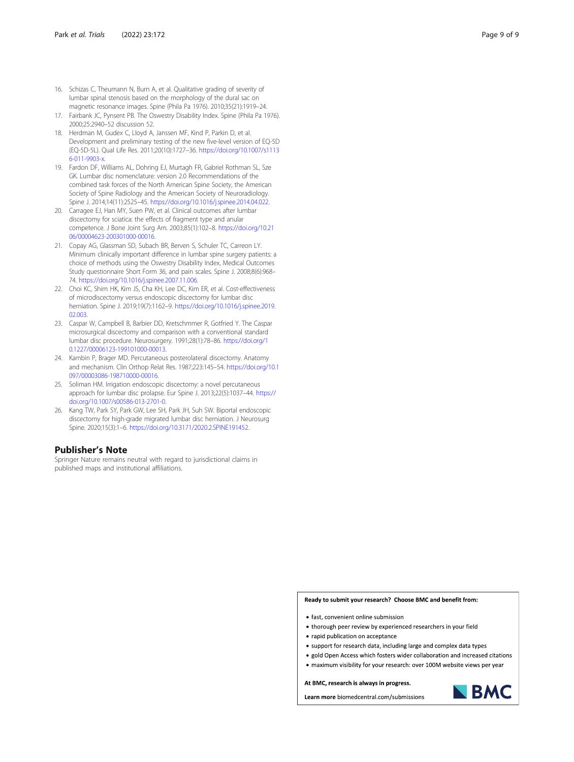16. Schizas C, Theumann N, Burn A, et al. Qualitative grading of severity of lumbar spinal stenosis based on the morphology of the dural sac on magnetic resonance images. Spine (Phila Pa 1976). 2010;35(21):1919–24.
17. Fairbank JC, Pynsent PB. The Oswestry Disability Index. Spine (Phila Pa 1976). 2000;25:2940–52 discussion 52.
18. Herdman M, Gudex C, Lloyd A, Janssen MF, Kind P, Parkin D, et al. Development and preliminary testing of the new five-level version of EQ-5D (EQ-5D-5L). Qual Life Res. 2011;20(10):1727–36. https://doi.org/10.1007/s11136-011-9903-x.
19. Fardon DF, Williams AL, Dohring EJ, Murtagh FR, Gabriel Rothman SL, Sze GK. Lumbar disc nomenclature: version 2.0 Recommendations of the combined task forces of the North American Spine Society, the American Society of Spine Radiology and the American Society of Neuroradiology. Spine J. 2014;14(11):2525–45. https://doi.org/10.1016/j.spinee.2014.04.022.
20. Carragee EJ, Han MY, Suen PW, et al. Clinical outcomes after lumbar discectomy for sciatica: the effects of fragment type and anular competence. J Bone Joint Surg Am. 2003;85(1):102–8. https://doi.org/10.2106/00004623-200301000-00016.
21. Copay AG, Glassman SD, Subach BR, Berven S, Schuler TC, Carreon LY. Minimum clinically important difference in lumbar spine surgery patients: a choice of methods using the Oswestry Disability Index, Medical Outcomes Study questionnaire Short Form 36, and pain scales. Spine J. 2008;8(6):968–74. https://doi.org/10.1016/j.spinee.2007.11.006.
22. Choi KC, Shim HK, Kim JS, Cha KH, Lee DC, Kim ER, et al. Cost-effectiveness of microdiscectomy versus endoscopic discectomy for lumbar disc herniation. Spine J. 2019;19(7):1162–9. https://doi.org/10.1016/j.spinee.2019.02.003.
23. Caspar W, Campbell B, Barbier DD, Kretschmmer R, Gotfried Y. The Caspar microsurgical discectomy and comparison with a conventional standard lumbar disc procedure. Neurosurgery. 1991;28(1):78–86. https://doi.org/10.1227/00006123-199101000-00013.
24. Kambin P, Brager MD. Percutaneous posterolateral discectomy. Anatomy and mechanism. Clin Orthop Relat Res. 1987;223:145–54. https://doi.org/10.1097/00003086-198710000-00016.
25. Soliman HM. Irrigation endoscopic discectomy: a novel percutaneous approach for lumbar disc prolapse. Eur Spine J. 2013;22(5):1037–44. https://doi.org/10.1007/s00586-013-2701-0.
26. Kang TW, Park SY, Park GW, Lee SH, Park JH, Suh SW. Biportal endoscopic discectomy for high-grade migrated lumbar disc herniation. J Neurosurg Spine. 2020;15(3):1–6. https://doi.org/10.3171/2020.2.SPINE191452.

## Publisher's Note

Springer Nature remains neutral with regard to jurisdictional claims in published maps and institutional affiliations.

**Ready to submit your research? Choose BMC and benefit from:**

- fast, convenient online submission
- thorough peer review by experienced researchers in your field
- rapid publication on acceptance
- support for research data, including large and complex data types
- gold Open Access which fosters wider collaboration and increased citations
- maximum visibility for your research: over 100M website views per year

**At BMC, research is always in progress.**

**Learn more** biomedcentral.com/submissions

BMC